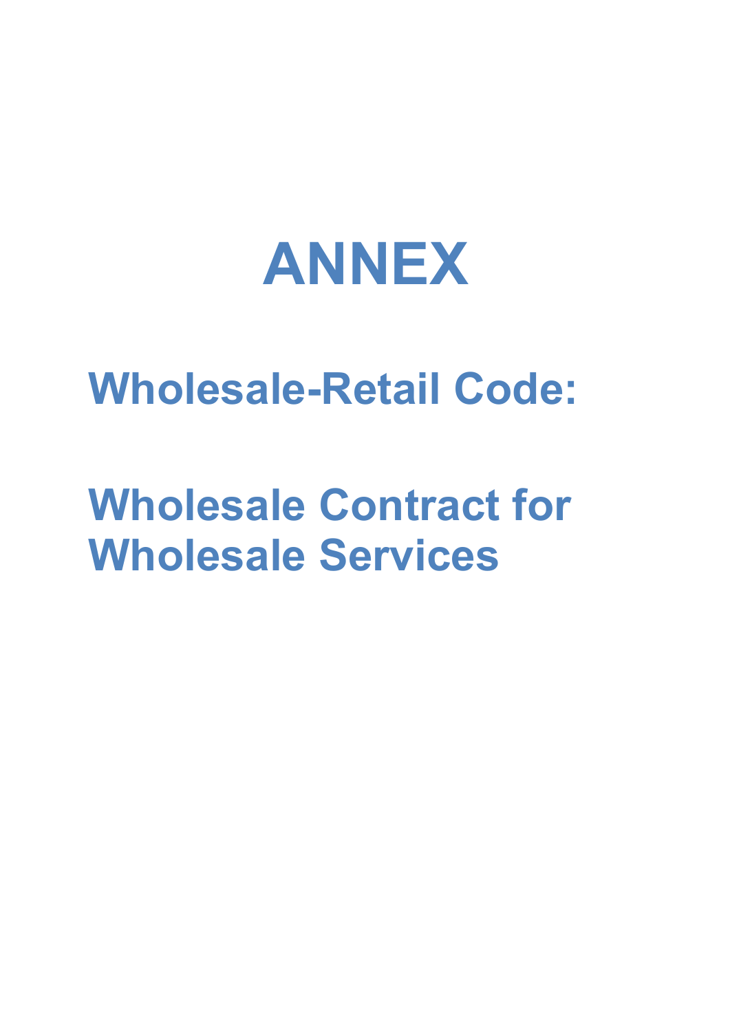# ANNEX

## Wholesale-Retail Code:

## Wholesale Contract for Wholesale Services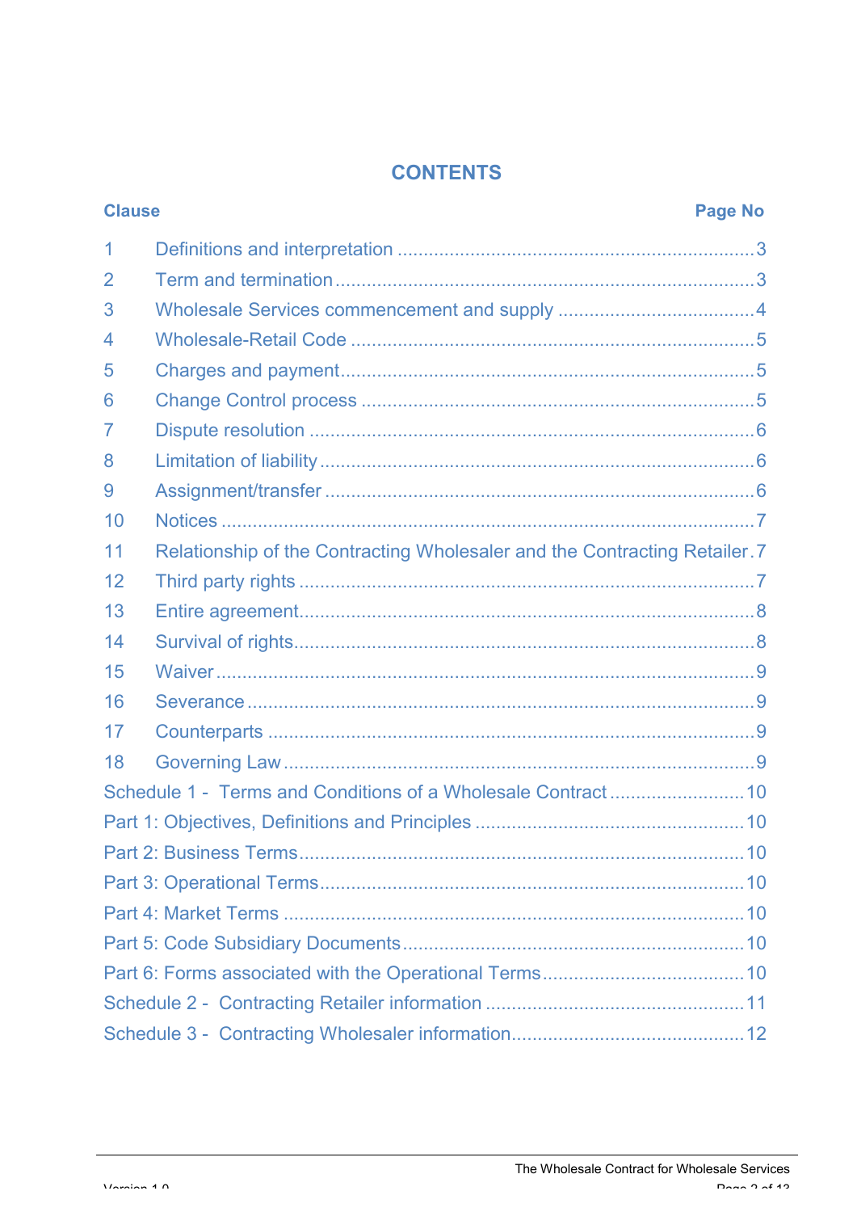# CONTENTS

| Clause | | Page No |
|---|---|---|
| 1 | Definitions and interpretation | 3 |
| 2 | Term and termination | 3 |
| 3 | Wholesale Services commencement and supply | 4 |
| 4 | Wholesale-Retail Code | 5 |
| 5 | Charges and payment | 5 |
| 6 | Change Control process | 5 |
| 7 | Dispute resolution | 6 |
| 8 | Limitation of liability | 6 |
| 9 | Assignment/transfer | 6 |
| 10 | Notices | 7 |
| 11 | Relationship of the Contracting Wholesaler and the Contracting Retailer | 7 |
| 12 | Third party rights | 7 |
| 13 | Entire agreement | 8 |
| 14 | Survival of rights | 8 |
| 15 | Waiver | 9 |
| 16 | Severance | 9 |
| 17 | Counterparts | 9 |
| 18 | Governing Law | 9 |
| Schedule 1 - | Terms and Conditions of a Wholesale Contract | 10 |
| Part 1: Objectives, Definitions and Principles | | 10 |
| Part 2: Business Terms | | 10 |
| Part 3: Operational Terms | | 10 |
| Part 4: Market Terms | | 10 |
| Part 5: Code Subsidiary Documents | | 10 |
| Part 6: Forms associated with the Operational Terms | | 10 |
| Schedule 2 - | Contracting Retailer information | 11 |
| Schedule 3 - | Contracting Wholesaler information | 12 |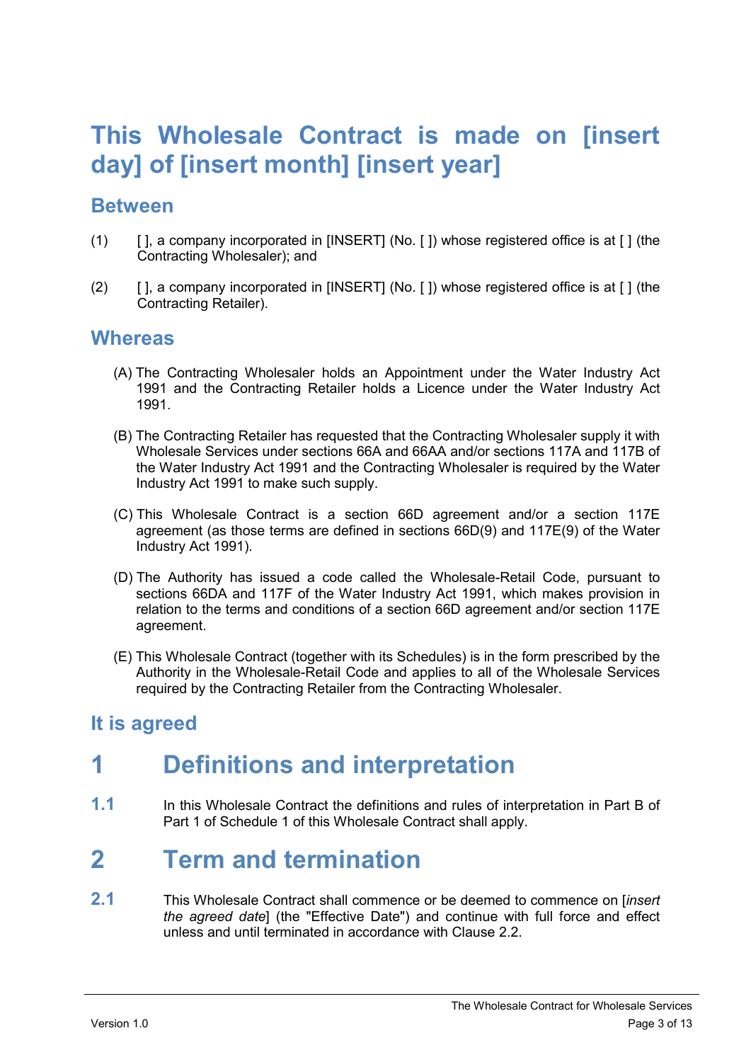# This Wholesale Contract is made on [insert day] of [insert month] [insert year]

## Between

(1) [ ], a company incorporated in [INSERT] (No. [ ]) whose registered office is at [ ] (the Contracting Wholesaler); and

(2) [ ], a company incorporated in [INSERT] (No. [ ]) whose registered office is at [ ] (the Contracting Retailer).

## Whereas

(A) The Contracting Wholesaler holds an Appointment under the Water Industry Act 1991 and the Contracting Retailer holds a Licence under the Water Industry Act 1991.

(B) The Contracting Retailer has requested that the Contracting Wholesaler supply it with Wholesale Services under sections 66A and 66AA and/or sections 117A and 117B of the Water Industry Act 1991 and the Contracting Wholesaler is required by the Water Industry Act 1991 to make such supply.

(C) This Wholesale Contract is a section 66D agreement and/or a section 117E agreement (as those terms are defined in sections 66D(9) and 117E(9) of the Water Industry Act 1991).

(D) The Authority has issued a code called the Wholesale-Retail Code, pursuant to sections 66DA and 117F of the Water Industry Act 1991, which makes provision in relation to the terms and conditions of a section 66D agreement and/or section 117E agreement.

(E) This Wholesale Contract (together with its Schedules) is in the form prescribed by the Authority in the Wholesale-Retail Code and applies to all of the Wholesale Services required by the Contracting Retailer from the Contracting Wholesaler.

## It is agreed

# 1 Definitions and interpretation

**1.1** In this Wholesale Contract the definitions and rules of interpretation in Part B of Part 1 of Schedule 1 of this Wholesale Contract shall apply.

# 2 Term and termination

**2.1** This Wholesale Contract shall commence or be deemed to commence on [*insert the agreed date*] (the "Effective Date") and continue with full force and effect unless and until terminated in accordance with Clause 2.2.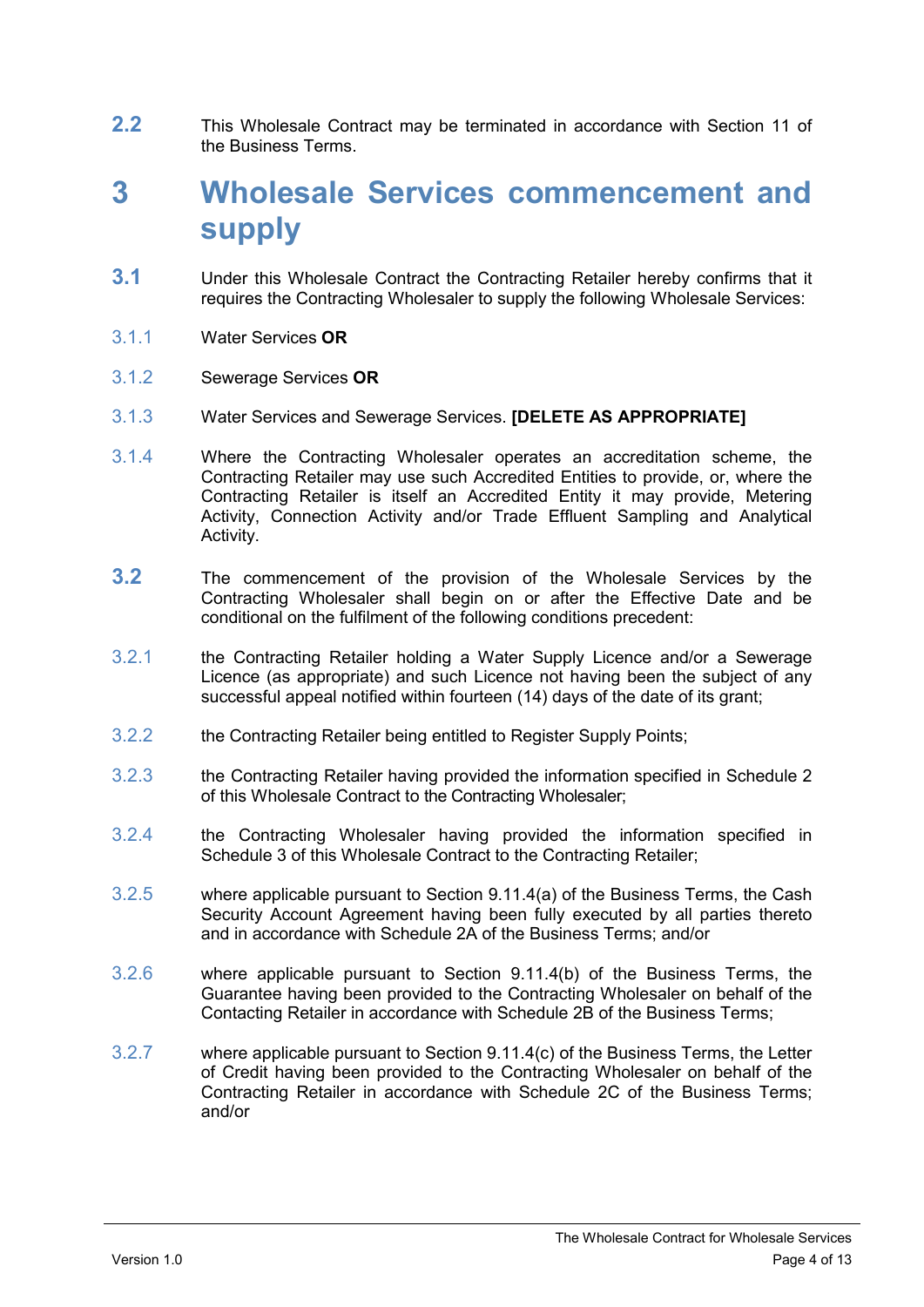**2.2** This Wholesale Contract may be terminated in accordance with Section 11 of the Business Terms.

# 3 Wholesale Services commencement and supply

**3.1** Under this Wholesale Contract the Contracting Retailer hereby confirms that it requires the Contracting Wholesaler to supply the following Wholesale Services:

3.1.1 Water Services **OR**

3.1.2 Sewerage Services **OR**

3.1.3 Water Services and Sewerage Services. **[DELETE AS APPROPRIATE]**

3.1.4 Where the Contracting Wholesaler operates an accreditation scheme, the Contracting Retailer may use such Accredited Entities to provide, or, where the Contracting Retailer is itself an Accredited Entity it may provide, Metering Activity, Connection Activity and/or Trade Effluent Sampling and Analytical Activity.

**3.2** The commencement of the provision of the Wholesale Services by the Contracting Wholesaler shall begin on or after the Effective Date and be conditional on the fulfilment of the following conditions precedent:

3.2.1 the Contracting Retailer holding a Water Supply Licence and/or a Sewerage Licence (as appropriate) and such Licence not having been the subject of any successful appeal notified within fourteen (14) days of the date of its grant;

3.2.2 the Contracting Retailer being entitled to Register Supply Points;

3.2.3 the Contracting Retailer having provided the information specified in Schedule 2 of this Wholesale Contract to the Contracting Wholesaler;

3.2.4 the Contracting Wholesaler having provided the information specified in Schedule 3 of this Wholesale Contract to the Contracting Retailer;

3.2.5 where applicable pursuant to Section 9.11.4(a) of the Business Terms, the Cash Security Account Agreement having been fully executed by all parties thereto and in accordance with Schedule 2A of the Business Terms; and/or

3.2.6 where applicable pursuant to Section 9.11.4(b) of the Business Terms, the Guarantee having been provided to the Contracting Wholesaler on behalf of the Contacting Retailer in accordance with Schedule 2B of the Business Terms;

3.2.7 where applicable pursuant to Section 9.11.4(c) of the Business Terms, the Letter of Credit having been provided to the Contracting Wholesaler on behalf of the Contracting Retailer in accordance with Schedule 2C of the Business Terms; and/or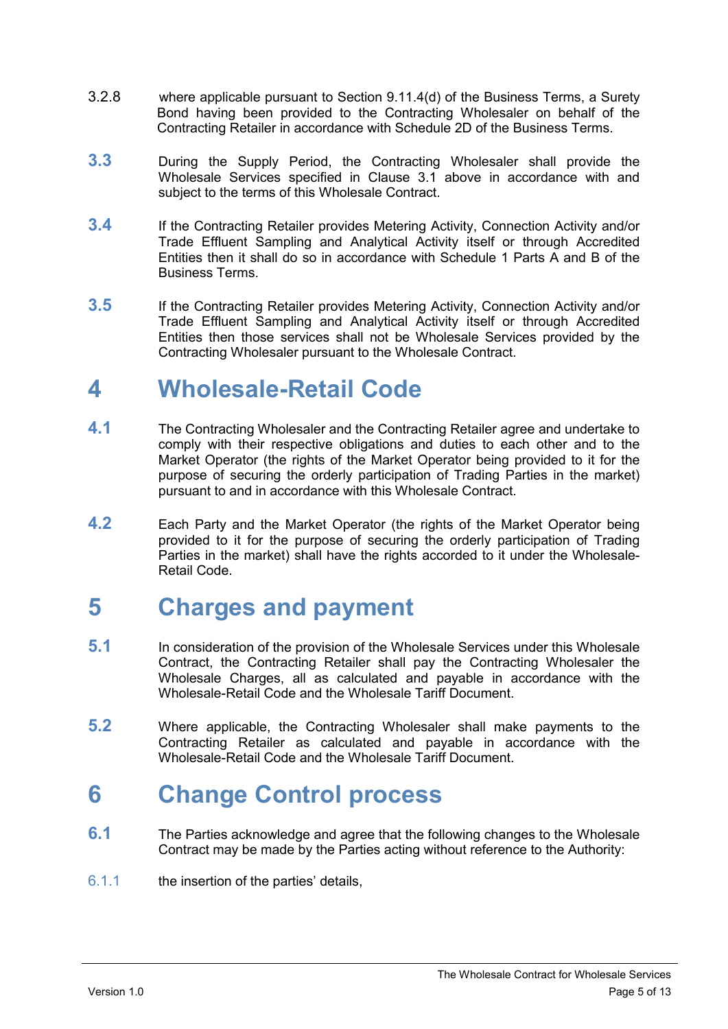3.2.8 where applicable pursuant to Section 9.11.4(d) of the Business Terms, a Surety Bond having been provided to the Contracting Wholesaler on behalf of the Contracting Retailer in accordance with Schedule 2D of the Business Terms.

**3.3** During the Supply Period, the Contracting Wholesaler shall provide the Wholesale Services specified in Clause 3.1 above in accordance with and subject to the terms of this Wholesale Contract.

**3.4** If the Contracting Retailer provides Metering Activity, Connection Activity and/or Trade Effluent Sampling and Analytical Activity itself or through Accredited Entities then it shall do so in accordance with Schedule 1 Parts A and B of the Business Terms.

**3.5** If the Contracting Retailer provides Metering Activity, Connection Activity and/or Trade Effluent Sampling and Analytical Activity itself or through Accredited Entities then those services shall not be Wholesale Services provided by the Contracting Wholesaler pursuant to the Wholesale Contract.

# 4 Wholesale-Retail Code

**4.1** The Contracting Wholesaler and the Contracting Retailer agree and undertake to comply with their respective obligations and duties to each other and to the Market Operator (the rights of the Market Operator being provided to it for the purpose of securing the orderly participation of Trading Parties in the market) pursuant to and in accordance with this Wholesale Contract.

**4.2** Each Party and the Market Operator (the rights of the Market Operator being provided to it for the purpose of securing the orderly participation of Trading Parties in the market) shall have the rights accorded to it under the Wholesale-Retail Code.

# 5 Charges and payment

**5.1** In consideration of the provision of the Wholesale Services under this Wholesale Contract, the Contracting Retailer shall pay the Contracting Wholesaler the Wholesale Charges, all as calculated and payable in accordance with the Wholesale-Retail Code and the Wholesale Tariff Document.

**5.2** Where applicable, the Contracting Wholesaler shall make payments to the Contracting Retailer as calculated and payable in accordance with the Wholesale-Retail Code and the Wholesale Tariff Document.

# 6 Change Control process

**6.1** The Parties acknowledge and agree that the following changes to the Wholesale Contract may be made by the Parties acting without reference to the Authority:

6.1.1 the insertion of the parties' details,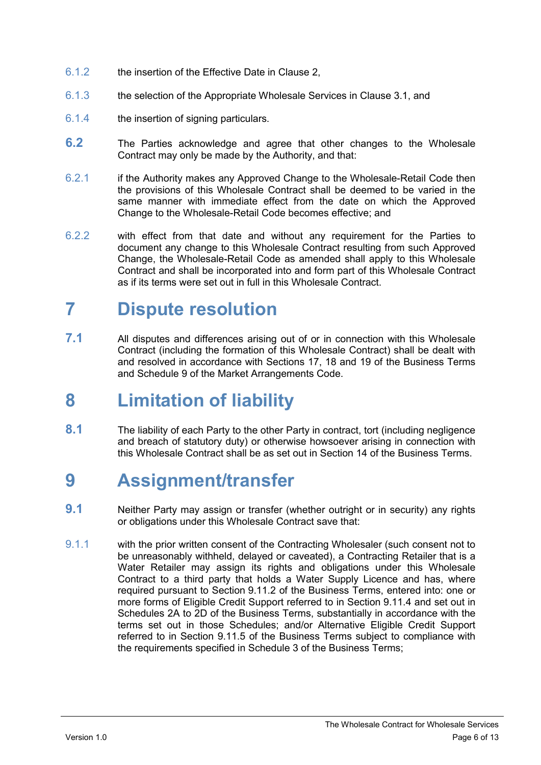6.1.2 the insertion of the Effective Date in Clause 2,

6.1.3 the selection of the Appropriate Wholesale Services in Clause 3.1, and

6.1.4 the insertion of signing particulars.

**6.2** The Parties acknowledge and agree that other changes to the Wholesale Contract may only be made by the Authority, and that:

6.2.1 if the Authority makes any Approved Change to the Wholesale-Retail Code then the provisions of this Wholesale Contract shall be deemed to be varied in the same manner with immediate effect from the date on which the Approved Change to the Wholesale-Retail Code becomes effective; and

6.2.2 with effect from that date and without any requirement for the Parties to document any change to this Wholesale Contract resulting from such Approved Change, the Wholesale-Retail Code as amended shall apply to this Wholesale Contract and shall be incorporated into and form part of this Wholesale Contract as if its terms were set out in full in this Wholesale Contract.

# 7 Dispute resolution

**7.1** All disputes and differences arising out of or in connection with this Wholesale Contract (including the formation of this Wholesale Contract) shall be dealt with and resolved in accordance with Sections 17, 18 and 19 of the Business Terms and Schedule 9 of the Market Arrangements Code.

# 8 Limitation of liability

**8.1** The liability of each Party to the other Party in contract, tort (including negligence and breach of statutory duty) or otherwise howsoever arising in connection with this Wholesale Contract shall be as set out in Section 14 of the Business Terms.

# 9 Assignment/transfer

**9.1** Neither Party may assign or transfer (whether outright or in security) any rights or obligations under this Wholesale Contract save that:

9.1.1 with the prior written consent of the Contracting Wholesaler (such consent not to be unreasonably withheld, delayed or caveated), a Contracting Retailer that is a Water Retailer may assign its rights and obligations under this Wholesale Contract to a third party that holds a Water Supply Licence and has, where required pursuant to Section 9.11.2 of the Business Terms, entered into: one or more forms of Eligible Credit Support referred to in Section 9.11.4 and set out in Schedules 2A to 2D of the Business Terms, substantially in accordance with the terms set out in those Schedules; and/or Alternative Eligible Credit Support referred to in Section 9.11.5 of the Business Terms subject to compliance with the requirements specified in Schedule 3 of the Business Terms;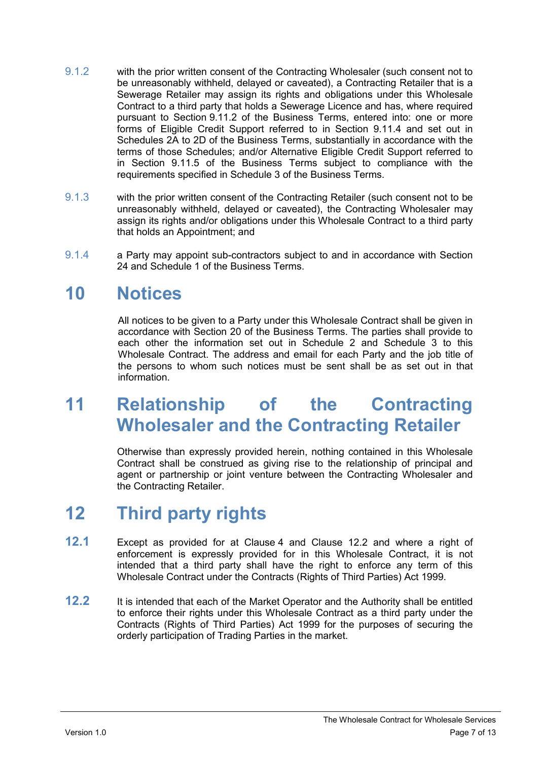9.1.2 with the prior written consent of the Contracting Wholesaler (such consent not to be unreasonably withheld, delayed or caveated), a Contracting Retailer that is a Sewerage Retailer may assign its rights and obligations under this Wholesale Contract to a third party that holds a Sewerage Licence and has, where required pursuant to Section 9.11.2 of the Business Terms, entered into: one or more forms of Eligible Credit Support referred to in Section 9.11.4 and set out in Schedules 2A to 2D of the Business Terms, substantially in accordance with the terms of those Schedules; and/or Alternative Eligible Credit Support referred to in Section 9.11.5 of the Business Terms subject to compliance with the requirements specified in Schedule 3 of the Business Terms.

9.1.3 with the prior written consent of the Contracting Retailer (such consent not to be unreasonably withheld, delayed or caveated), the Contracting Wholesaler may assign its rights and/or obligations under this Wholesale Contract to a third party that holds an Appointment; and

9.1.4 a Party may appoint sub-contractors subject to and in accordance with Section 24 and Schedule 1 of the Business Terms.

# 10 Notices

All notices to be given to a Party under this Wholesale Contract shall be given in accordance with Section 20 of the Business Terms. The parties shall provide to each other the information set out in Schedule 2 and Schedule 3 to this Wholesale Contract. The address and email for each Party and the job title of the persons to whom such notices must be sent shall be as set out in that information.

# 11 Relationship of the Contracting Wholesaler and the Contracting Retailer

Otherwise than expressly provided herein, nothing contained in this Wholesale Contract shall be construed as giving rise to the relationship of principal and agent or partnership or joint venture between the Contracting Wholesaler and the Contracting Retailer.

# 12 Third party rights

**12.1** Except as provided for at Clause 4 and Clause 12.2 and where a right of enforcement is expressly provided for in this Wholesale Contract, it is not intended that a third party shall have the right to enforce any term of this Wholesale Contract under the Contracts (Rights of Third Parties) Act 1999.

**12.2** It is intended that each of the Market Operator and the Authority shall be entitled to enforce their rights under this Wholesale Contract as a third party under the Contracts (Rights of Third Parties) Act 1999 for the purposes of securing the orderly participation of Trading Parties in the market.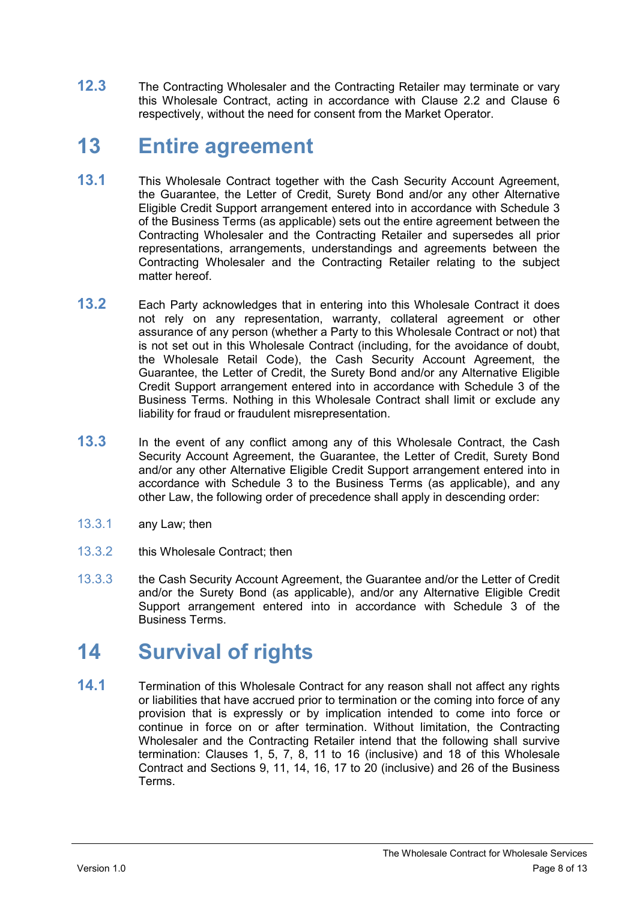**12.3** The Contracting Wholesaler and the Contracting Retailer may terminate or vary this Wholesale Contract, acting in accordance with Clause 2.2 and Clause 6 respectively, without the need for consent from the Market Operator.

# 13 Entire agreement

**13.1** This Wholesale Contract together with the Cash Security Account Agreement, the Guarantee, the Letter of Credit, Surety Bond and/or any other Alternative Eligible Credit Support arrangement entered into in accordance with Schedule 3 of the Business Terms (as applicable) sets out the entire agreement between the Contracting Wholesaler and the Contracting Retailer and supersedes all prior representations, arrangements, understandings and agreements between the Contracting Wholesaler and the Contracting Retailer relating to the subject matter hereof.

**13.2** Each Party acknowledges that in entering into this Wholesale Contract it does not rely on any representation, warranty, collateral agreement or other assurance of any person (whether a Party to this Wholesale Contract or not) that is not set out in this Wholesale Contract (including, for the avoidance of doubt, the Wholesale Retail Code), the Cash Security Account Agreement, the Guarantee, the Letter of Credit, the Surety Bond and/or any Alternative Eligible Credit Support arrangement entered into in accordance with Schedule 3 of the Business Terms. Nothing in this Wholesale Contract shall limit or exclude any liability for fraud or fraudulent misrepresentation.

**13.3** In the event of any conflict among any of this Wholesale Contract, the Cash Security Account Agreement, the Guarantee, the Letter of Credit, Surety Bond and/or any other Alternative Eligible Credit Support arrangement entered into in accordance with Schedule 3 to the Business Terms (as applicable), and any other Law, the following order of precedence shall apply in descending order:

13.3.1 any Law; then

13.3.2 this Wholesale Contract; then

13.3.3 the Cash Security Account Agreement, the Guarantee and/or the Letter of Credit and/or the Surety Bond (as applicable), and/or any Alternative Eligible Credit Support arrangement entered into in accordance with Schedule 3 of the Business Terms.

# 14 Survival of rights

**14.1** Termination of this Wholesale Contract for any reason shall not affect any rights or liabilities that have accrued prior to termination or the coming into force of any provision that is expressly or by implication intended to come into force or continue in force on or after termination. Without limitation, the Contracting Wholesaler and the Contracting Retailer intend that the following shall survive termination: Clauses 1, 5, 7, 8, 11 to 16 (inclusive) and 18 of this Wholesale Contract and Sections 9, 11, 14, 16, 17 to 20 (inclusive) and 26 of the Business Terms.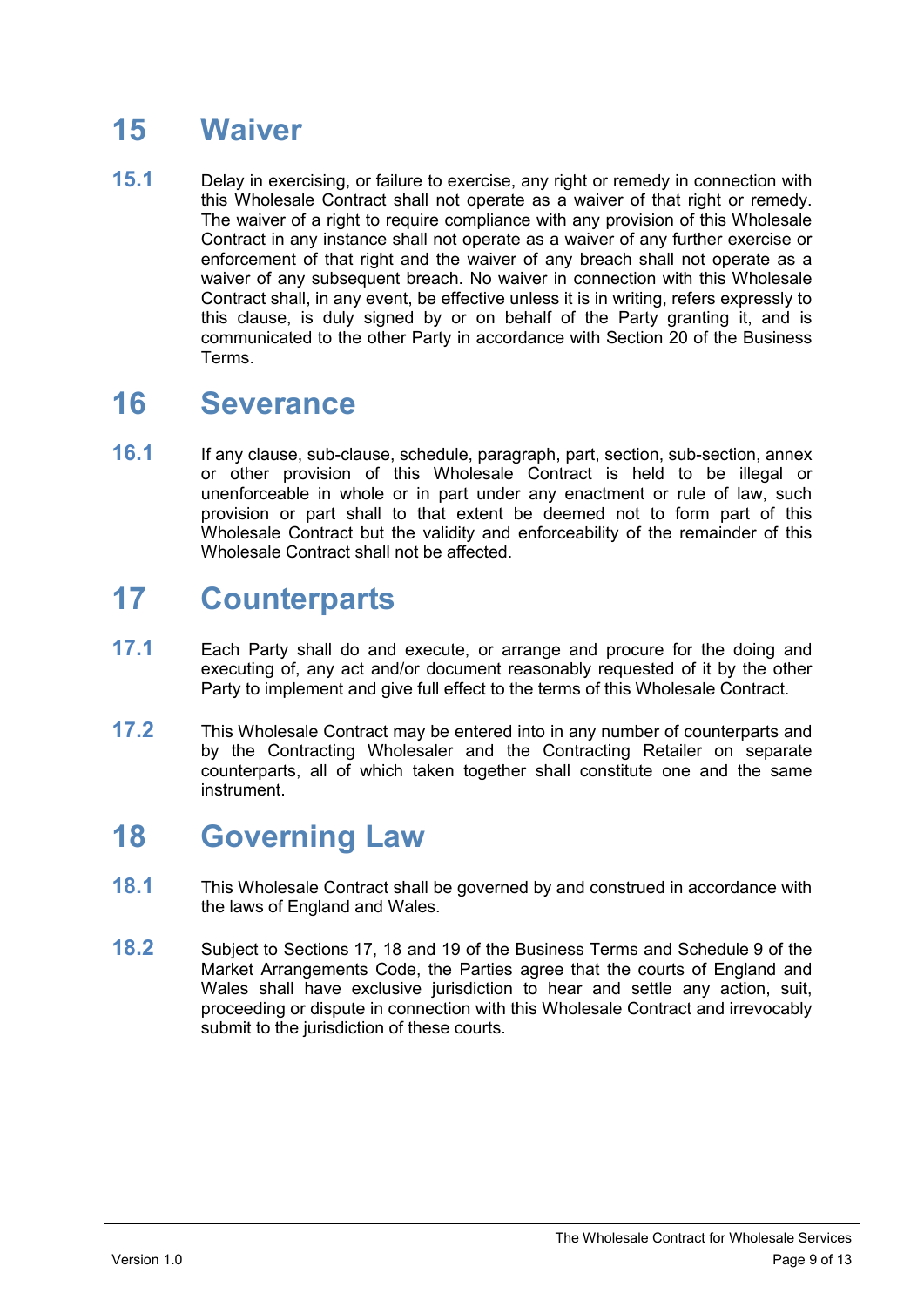# 15 Waiver

**15.1** Delay in exercising, or failure to exercise, any right or remedy in connection with this Wholesale Contract shall not operate as a waiver of that right or remedy. The waiver of a right to require compliance with any provision of this Wholesale Contract in any instance shall not operate as a waiver of any further exercise or enforcement of that right and the waiver of any breach shall not operate as a waiver of any subsequent breach. No waiver in connection with this Wholesale Contract shall, in any event, be effective unless it is in writing, refers expressly to this clause, is duly signed by or on behalf of the Party granting it, and is communicated to the other Party in accordance with Section 20 of the Business Terms.

# 16 Severance

**16.1** If any clause, sub-clause, schedule, paragraph, part, section, sub-section, annex or other provision of this Wholesale Contract is held to be illegal or unenforceable in whole or in part under any enactment or rule of law, such provision or part shall to that extent be deemed not to form part of this Wholesale Contract but the validity and enforceability of the remainder of this Wholesale Contract shall not be affected.

# 17 Counterparts

**17.1** Each Party shall do and execute, or arrange and procure for the doing and executing of, any act and/or document reasonably requested of it by the other Party to implement and give full effect to the terms of this Wholesale Contract.

**17.2** This Wholesale Contract may be entered into in any number of counterparts and by the Contracting Wholesaler and the Contracting Retailer on separate counterparts, all of which taken together shall constitute one and the same instrument.

# 18 Governing Law

**18.1** This Wholesale Contract shall be governed by and construed in accordance with the laws of England and Wales.

**18.2** Subject to Sections 17, 18 and 19 of the Business Terms and Schedule 9 of the Market Arrangements Code, the Parties agree that the courts of England and Wales shall have exclusive jurisdiction to hear and settle any action, suit, proceeding or dispute in connection with this Wholesale Contract and irrevocably submit to the jurisdiction of these courts.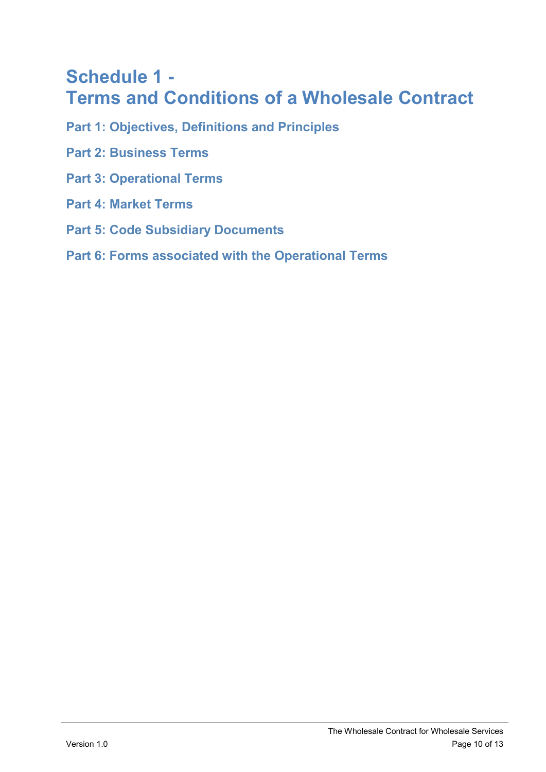# Schedule 1 - Terms and Conditions of a Wholesale Contract

## Part 1: Objectives, Definitions and Principles

## Part 2: Business Terms

## Part 3: Operational Terms

## Part 4: Market Terms

## Part 5: Code Subsidiary Documents

## Part 6: Forms associated with the Operational Terms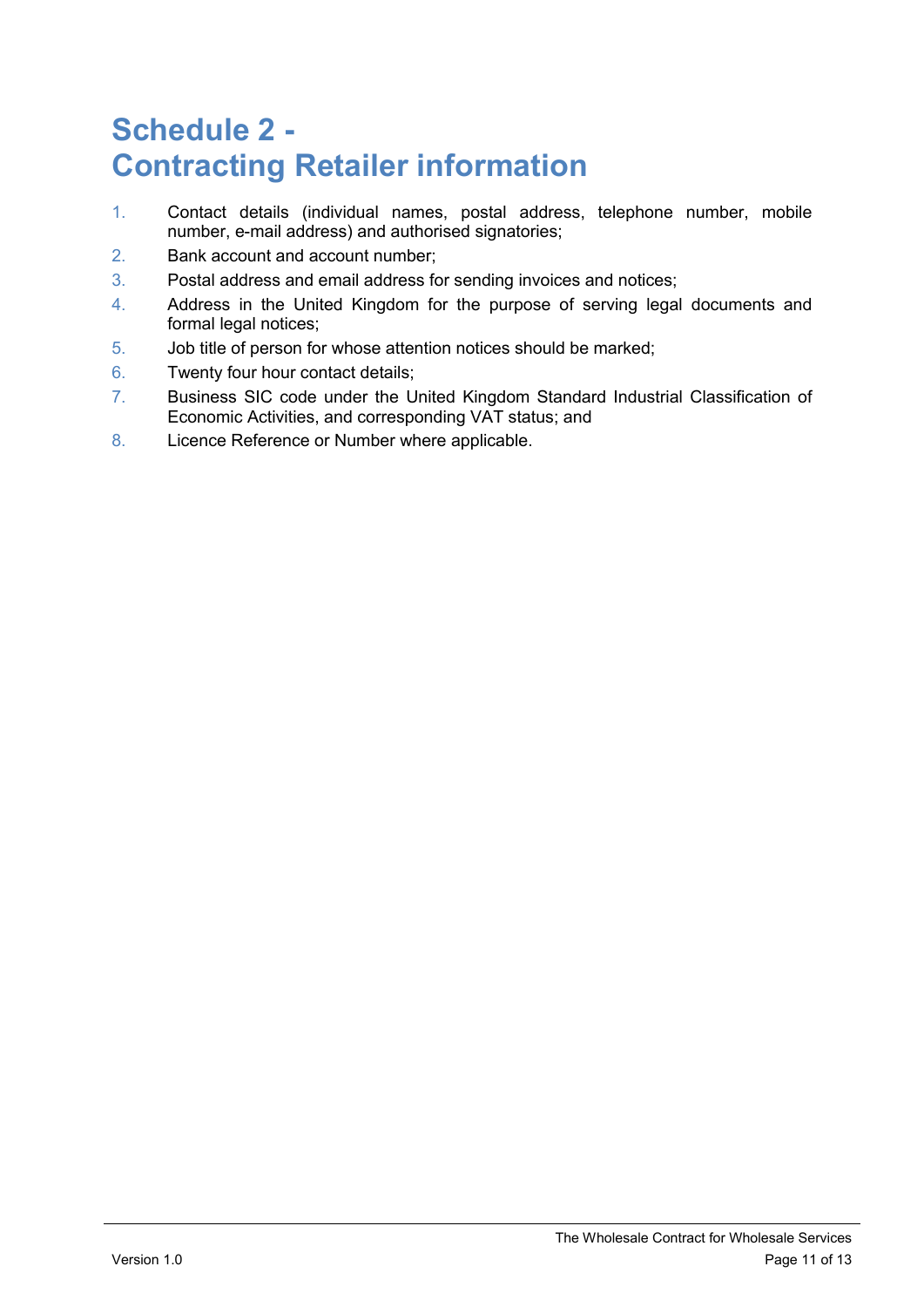# Schedule 2 - Contracting Retailer information

1. Contact details (individual names, postal address, telephone number, mobile number, e-mail address) and authorised signatories;
2. Bank account and account number;
3. Postal address and email address for sending invoices and notices;
4. Address in the United Kingdom for the purpose of serving legal documents and formal legal notices;
5. Job title of person for whose attention notices should be marked;
6. Twenty four hour contact details;
7. Business SIC code under the United Kingdom Standard Industrial Classification of Economic Activities, and corresponding VAT status; and
8. Licence Reference or Number where applicable.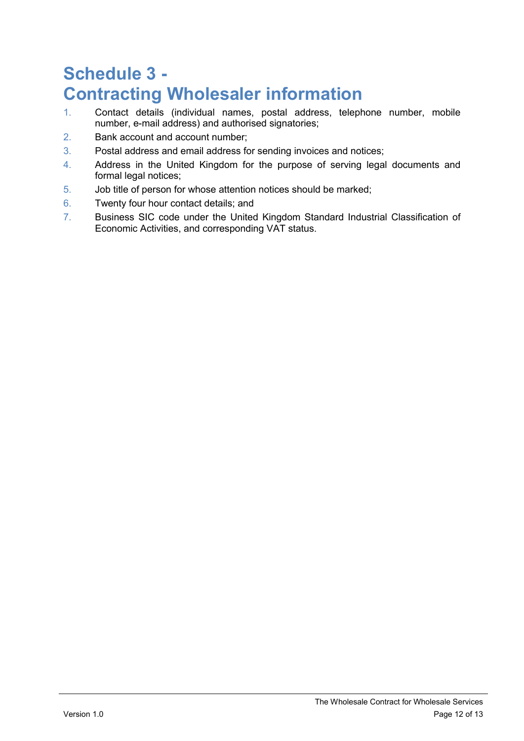# Schedule 3 - Contracting Wholesaler information

1. Contact details (individual names, postal address, telephone number, mobile number, e-mail address) and authorised signatories;
2. Bank account and account number;
3. Postal address and email address for sending invoices and notices;
4. Address in the United Kingdom for the purpose of serving legal documents and formal legal notices;
5. Job title of person for whose attention notices should be marked;
6. Twenty four hour contact details; and
7. Business SIC code under the United Kingdom Standard Industrial Classification of Economic Activities, and corresponding VAT status.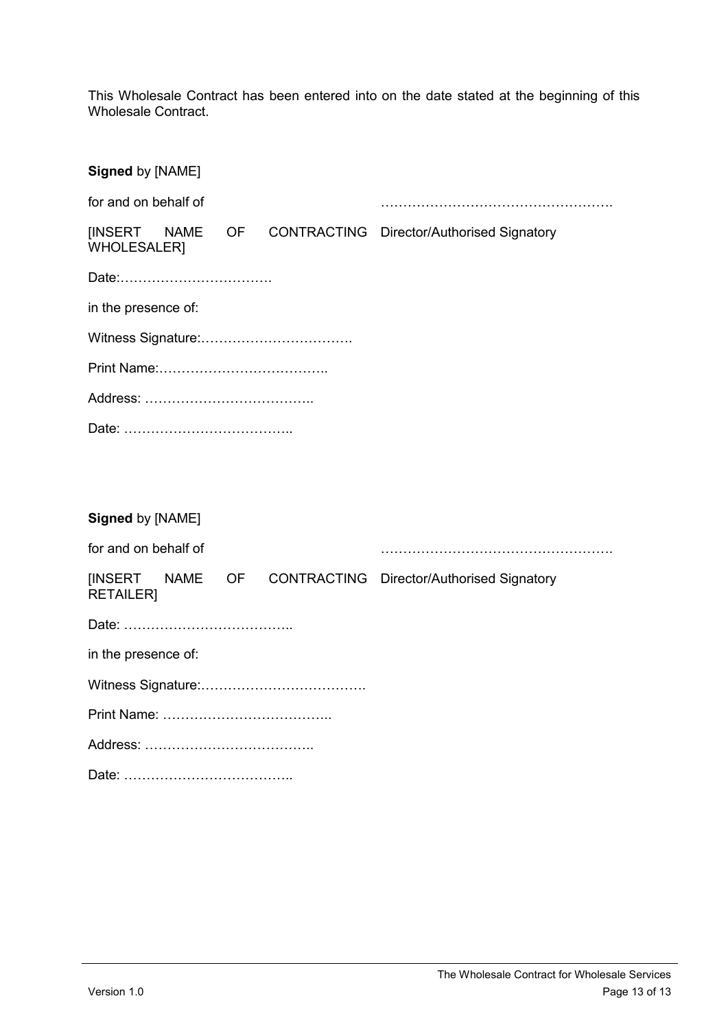This Wholesale Contract has been entered into on the date stated at the beginning of this Wholesale Contract.

**Signed** by [NAME]

for and on behalf of …………………………………………….

[INSERT NAME OF CONTRACTING WHOLESALER] Director/Authorised Signatory

Date:……………………………

in the presence of:

Witness Signature:…………………………….

Print Name:………………………………..

Address: ………………………………..

Date: ………………………………..

**Signed** by [NAME]

for and on behalf of …………………………………………….

[INSERT NAME OF CONTRACTING RETAILER] Director/Authorised Signatory

Date: ………………………………..

in the presence of:

Witness Signature:……………………………….

Print Name: ………………………………..

Address: ………………………………..

Date: ………………………………..